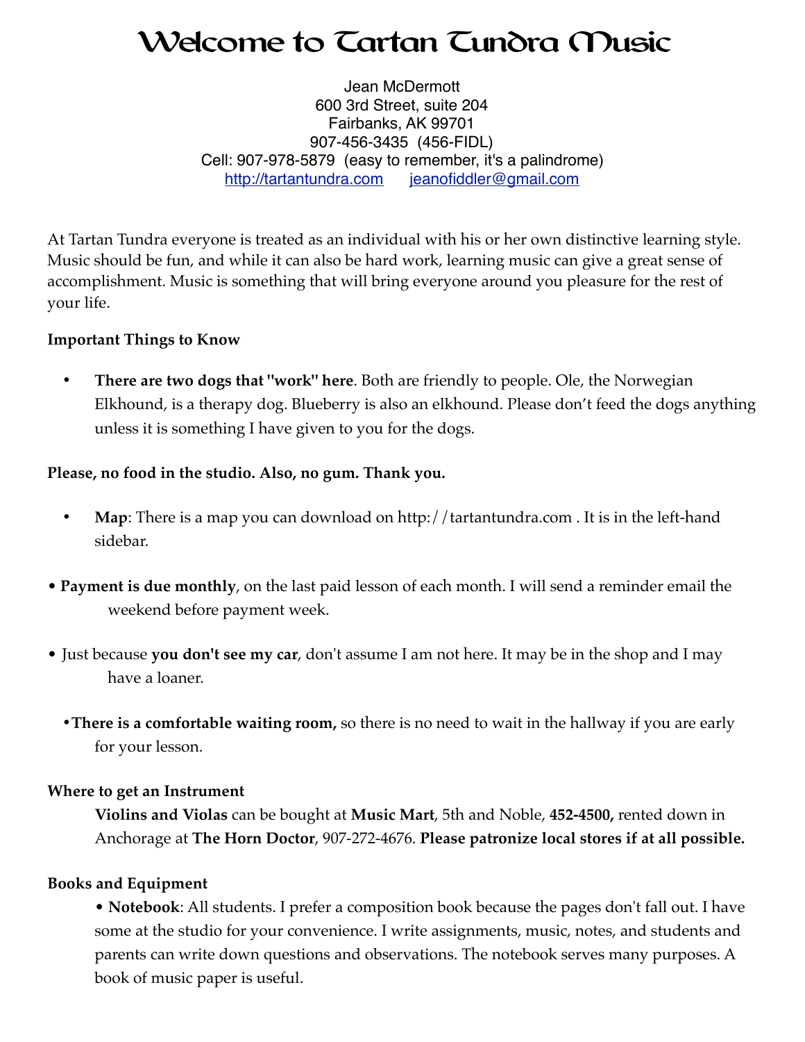# Welcome to Tartan Tundra Music

Jean McDermott
600 3rd Street, suite 204
Fairbanks, AK 99701
907-456-3435 (456-FIDL)
Cell: 907-978-5879 (easy to remember, it's a palindrome)
http://tartantundra.com jeanofiddler@gmail.com

At Tartan Tundra everyone is treated as an individual with his or her own distinctive learning style. Music should be fun, and while it can also be hard work, learning music can give a great sense of accomplishment. Music is something that will bring everyone around you pleasure for the rest of your life.

**Important Things to Know**

- **There are two dogs that "work" here**. Both are friendly to people. Ole, the Norwegian Elkhound, is a therapy dog. Blueberry is also an elkhound. Please don't feed the dogs anything unless it is something I have given to you for the dogs.

**Please, no food in the studio. Also, no gum. Thank you.**

- **Map**: There is a map you can download on http://tartantundra.com . It is in the left-hand sidebar.
- **Payment is due monthly**, on the last paid lesson of each month. I will send a reminder email the weekend before payment week.
- Just because **you don't see my car**, don't assume I am not here. It may be in the shop and I may have a loaner.
- **There is a comfortable waiting room,** so there is no need to wait in the hallway if you are early for your lesson.

**Where to get an Instrument**

**Violins and Violas** can be bought at **Music Mart**, 5th and Noble, **452-4500,** rented down in Anchorage at **The Horn Doctor**, 907-272-4676. **Please patronize local stores if at all possible.**

**Books and Equipment**

- **Notebook**: All students. I prefer a composition book because the pages don't fall out. I have some at the studio for your convenience. I write assignments, music, notes, and students and parents can write down questions and observations. The notebook serves many purposes. A book of music paper is useful.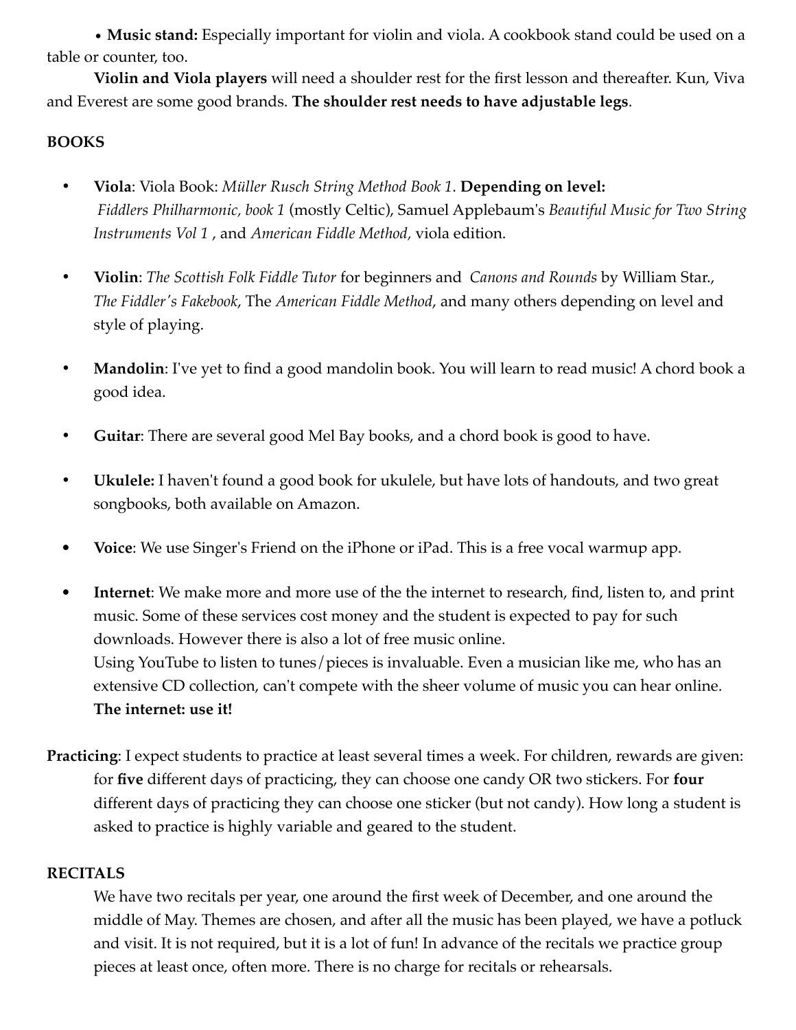- **Music stand:** Especially important for violin and viola. A cookbook stand could be used on a table or counter, too.

**Violin and Viola players** will need a shoulder rest for the first lesson and thereafter. Kun, Viva and Everest are some good brands. **The shoulder rest needs to have adjustable legs**.

## BOOKS

- **Viola**: Viola Book: *Müller Rusch String Method Book 1*. **Depending on level:** *Fiddlers Philharmonic, book 1* (mostly Celtic), Samuel Applebaum's *Beautiful Music for Two String Instruments Vol 1* , and *American Fiddle Method,* viola edition.

- **Violin**: *The Scottish Folk Fiddle Tutor* for beginners and *Canons and Rounds* by William Star., *The Fiddler's Fakebook*, The *American Fiddle Method*, and many others depending on level and style of playing.

- **Mandolin**: I've yet to find a good mandolin book. You will learn to read music! A chord book a good idea.

- **Guitar**: There are several good Mel Bay books, and a chord book is good to have.

- **Ukulele:** I haven't found a good book for ukulele, but have lots of handouts, and two great songbooks, both available on Amazon.

- **Voice**: We use Singer's Friend on the iPhone or iPad. This is a free vocal warmup app.

- **Internet**: We make more and more use of the the internet to research, find, listen to, and print music. Some of these services cost money and the student is expected to pay for such downloads. However there is also a lot of free music online.
  Using YouTube to listen to tunes/pieces is invaluable. Even a musician like me, who has an extensive CD collection, can't compete with the sheer volume of music you can hear online. **The internet: use it!**

**Practicing**: I expect students to practice at least several times a week. For children, rewards are given: for **five** different days of practicing, they can choose one candy OR two stickers. For **four** different days of practicing they can choose one sticker (but not candy). How long a student is asked to practice is highly variable and geared to the student.

## RECITALS

We have two recitals per year, one around the first week of December, and one around the middle of May. Themes are chosen, and after all the music has been played, we have a potluck and visit. It is not required, but it is a lot of fun! In advance of the recitals we practice group pieces at least once, often more. There is no charge for recitals or rehearsals.